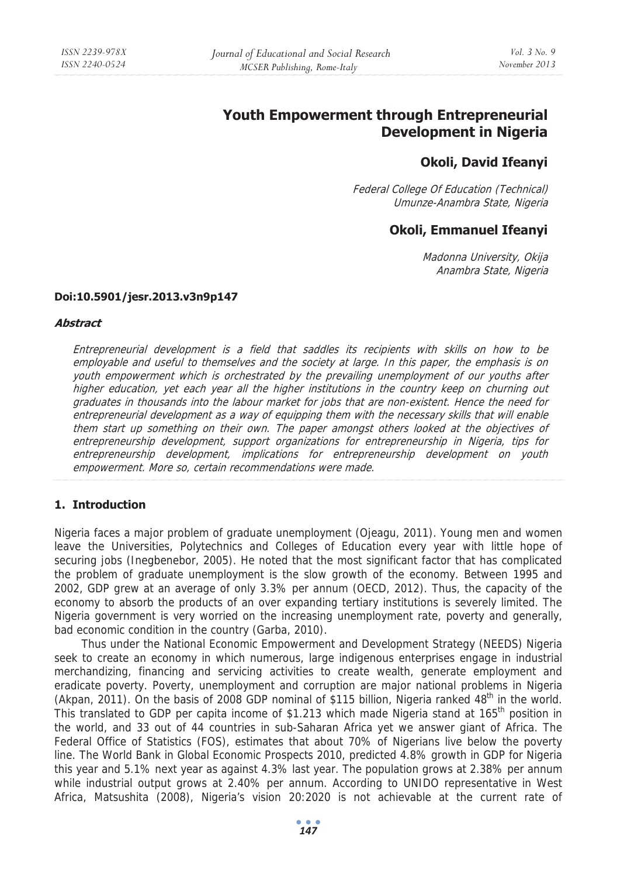# Youth Empowerment through Entrepreneurial Development in Nigeria

**Okoli, David Ifeanyi**

*Federal College Of Education (Technical)*
*Umunze-Anambra State, Nigeria*

**Okoli, Emmanuel Ifeanyi**

*Madonna University, Okija*
*Anambra State, Nigeria*

**Doi:10.5901/jesr.2013.v3n9p147**

***Abstract***

*Entrepreneurial development is a field that saddles its recipients with skills on how to be employable and useful to themselves and the society at large. In this paper, the emphasis is on youth empowerment which is orchestrated by the prevailing unemployment of our youths after higher education, yet each year all the higher institutions in the country keep on churning out graduates in thousands into the labour market for jobs that are non-existent. Hence the need for entrepreneurial development as a way of equipping them with the necessary skills that will enable them start up something on their own. The paper amongst others looked at the objectives of entrepreneurship development, support organizations for entrepreneurship in Nigeria, tips for entrepreneurship development, implications for entrepreneurship development on youth empowerment. More so, certain recommendations were made.*

## 1. Introduction

Nigeria faces a major problem of graduate unemployment (Ojeagu, 2011). Young men and women leave the Universities, Polytechnics and Colleges of Education every year with little hope of securing jobs (Inegbenebor, 2005). He noted that the most significant factor that has complicated the problem of graduate unemployment is the slow growth of the economy. Between 1995 and 2002, GDP grew at an average of only 3.3% per annum (OECD, 2012). Thus, the capacity of the economy to absorb the products of an over expanding tertiary institutions is severely limited. The Nigeria government is very worried on the increasing unemployment rate, poverty and generally, bad economic condition in the country (Garba, 2010).

Thus under the National Economic Empowerment and Development Strategy (NEEDS) Nigeria seek to create an economy in which numerous, large indigenous enterprises engage in industrial merchandizing, financing and servicing activities to create wealth, generate employment and eradicate poverty. Poverty, unemployment and corruption are major national problems in Nigeria (Akpan, 2011). On the basis of 2008 GDP nominal of \$115 billion, Nigeria ranked 48th in the world. This translated to GDP per capita income of \$1.213 which made Nigeria stand at 165th position in the world, and 33 out of 44 countries in sub-Saharan Africa yet we answer giant of Africa. The Federal Office of Statistics (FOS), estimates that about 70% of Nigerians live below the poverty line. The World Bank in Global Economic Prospects 2010, predicted 4.8% growth in GDP for Nigeria this year and 5.1% next year as against 4.3% last year. The population grows at 2.38% per annum while industrial output grows at 2.40% per annum. According to UNIDO representative in West Africa, Matsushita (2008), Nigeria's vision 20:2020 is not achievable at the current rate of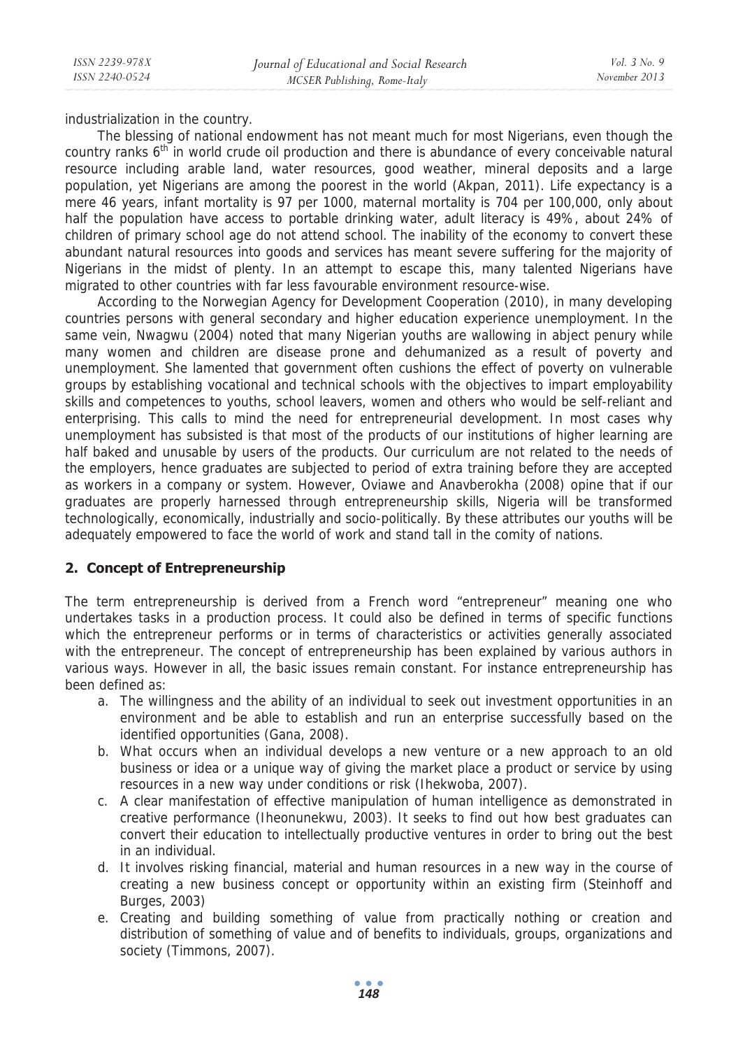industrialization in the country.

The blessing of national endowment has not meant much for most Nigerians, even though the country ranks 6th in world crude oil production and there is abundance of every conceivable natural resource including arable land, water resources, good weather, mineral deposits and a large population, yet Nigerians are among the poorest in the world (Akpan, 2011). Life expectancy is a mere 46 years, infant mortality is 97 per 1000, maternal mortality is 704 per 100,000, only about half the population have access to portable drinking water, adult literacy is 49%, about 24% of children of primary school age do not attend school. The inability of the economy to convert these abundant natural resources into goods and services has meant severe suffering for the majority of Nigerians in the midst of plenty. In an attempt to escape this, many talented Nigerians have migrated to other countries with far less favourable environment resource-wise.

According to the Norwegian Agency for Development Cooperation (2010), in many developing countries persons with general secondary and higher education experience unemployment. In the same vein, Nwagwu (2004) noted that many Nigerian youths are wallowing in abject penury while many women and children are disease prone and dehumanized as a result of poverty and unemployment. She lamented that government often cushions the effect of poverty on vulnerable groups by establishing vocational and technical schools with the objectives to impart employability skills and competences to youths, school leavers, women and others who would be self-reliant and enterprising. This calls to mind the need for entrepreneurial development. In most cases why unemployment has subsisted is that most of the products of our institutions of higher learning are half baked and unusable by users of the products. Our curriculum are not related to the needs of the employers, hence graduates are subjected to period of extra training before they are accepted as workers in a company or system. However, Oviawe and Anavberokha (2008) opine that if our graduates are properly harnessed through entrepreneurship skills, Nigeria will be transformed technologically, economically, industrially and socio-politically. By these attributes our youths will be adequately empowered to face the world of work and stand tall in the comity of nations.

## 2. Concept of Entrepreneurship

The term entrepreneurship is derived from a French word "entrepreneur" meaning one who undertakes tasks in a production process. It could also be defined in terms of specific functions which the entrepreneur performs or in terms of characteristics or activities generally associated with the entrepreneur. The concept of entrepreneurship has been explained by various authors in various ways. However in all, the basic issues remain constant. For instance entrepreneurship has been defined as:

a. The willingness and the ability of an individual to seek out investment opportunities in an environment and be able to establish and run an enterprise successfully based on the identified opportunities (Gana, 2008).
b. What occurs when an individual develops a new venture or a new approach to an old business or idea or a unique way of giving the market place a product or service by using resources in a new way under conditions or risk (Ihekwoba, 2007).
c. A clear manifestation of effective manipulation of human intelligence as demonstrated in creative performance (Iheonunekwu, 2003). It seeks to find out how best graduates can convert their education to intellectually productive ventures in order to bring out the best in an individual.
d. It involves risking financial, material and human resources in a new way in the course of creating a new business concept or opportunity within an existing firm (Steinhoff and Burges, 2003)
e. Creating and building something of value from practically nothing or creation and distribution of something of value and of benefits to individuals, groups, organizations and society (Timmons, 2007).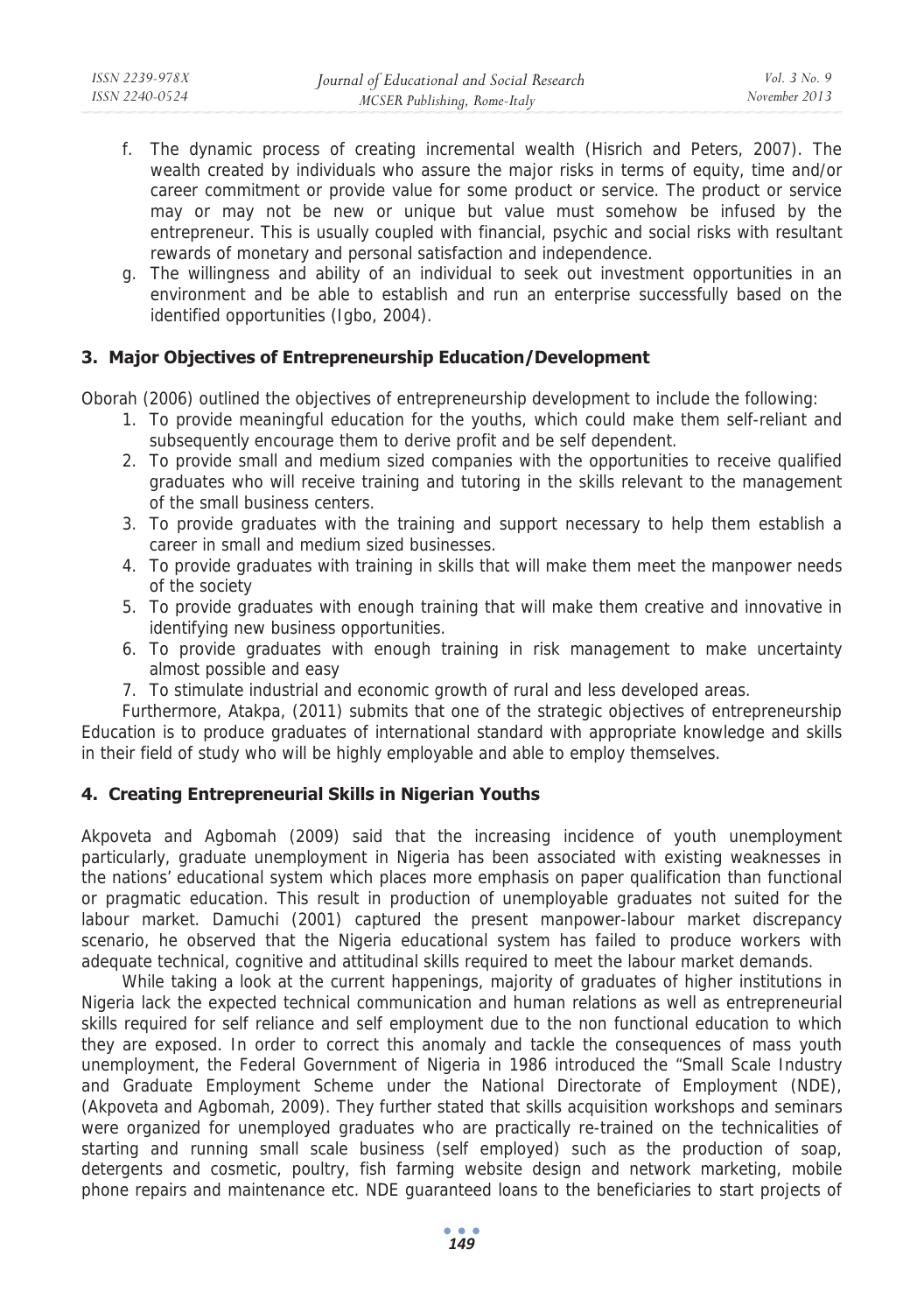f. The dynamic process of creating incremental wealth (Hisrich and Peters, 2007). The wealth created by individuals who assure the major risks in terms of equity, time and/or career commitment or provide value for some product or service. The product or service may or may not be new or unique but value must somehow be infused by the entrepreneur. This is usually coupled with financial, psychic and social risks with resultant rewards of monetary and personal satisfaction and independence.
g. The willingness and ability of an individual to seek out investment opportunities in an environment and be able to establish and run an enterprise successfully based on the identified opportunities (Igbo, 2004).

## 3. Major Objectives of Entrepreneurship Education/Development

Oborah (2006) outlined the objectives of entrepreneurship development to include the following:

1. To provide meaningful education for the youths, which could make them self-reliant and subsequently encourage them to derive profit and be self dependent.
2. To provide small and medium sized companies with the opportunities to receive qualified graduates who will receive training and tutoring in the skills relevant to the management of the small business centers.
3. To provide graduates with the training and support necessary to help them establish a career in small and medium sized businesses.
4. To provide graduates with training in skills that will make them meet the manpower needs of the society
5. To provide graduates with enough training that will make them creative and innovative in identifying new business opportunities.
6. To provide graduates with enough training in risk management to make uncertainty almost possible and easy
7. To stimulate industrial and economic growth of rural and less developed areas.

Furthermore, Atakpa, (2011) submits that one of the strategic objectives of entrepreneurship Education is to produce graduates of international standard with appropriate knowledge and skills in their field of study who will be highly employable and able to employ themselves.

## 4. Creating Entrepreneurial Skills in Nigerian Youths

Akpoveta and Agbomah (2009) said that the increasing incidence of youth unemployment particularly, graduate unemployment in Nigeria has been associated with existing weaknesses in the nations' educational system which places more emphasis on paper qualification than functional or pragmatic education. This result in production of unemployable graduates not suited for the labour market. Damuchi (2001) captured the present manpower-labour market discrepancy scenario, he observed that the Nigeria educational system has failed to produce workers with adequate technical, cognitive and attitudinal skills required to meet the labour market demands.

While taking a look at the current happenings, majority of graduates of higher institutions in Nigeria lack the expected technical communication and human relations as well as entrepreneurial skills required for self reliance and self employment due to the non functional education to which they are exposed. In order to correct this anomaly and tackle the consequences of mass youth unemployment, the Federal Government of Nigeria in 1986 introduced the "Small Scale Industry and Graduate Employment Scheme under the National Directorate of Employment (NDE), (Akpoveta and Agbomah, 2009). They further stated that skills acquisition workshops and seminars were organized for unemployed graduates who are practically re-trained on the technicalities of starting and running small scale business (self employed) such as the production of soap, detergents and cosmetic, poultry, fish farming website design and network marketing, mobile phone repairs and maintenance etc. NDE guaranteed loans to the beneficiaries to start projects of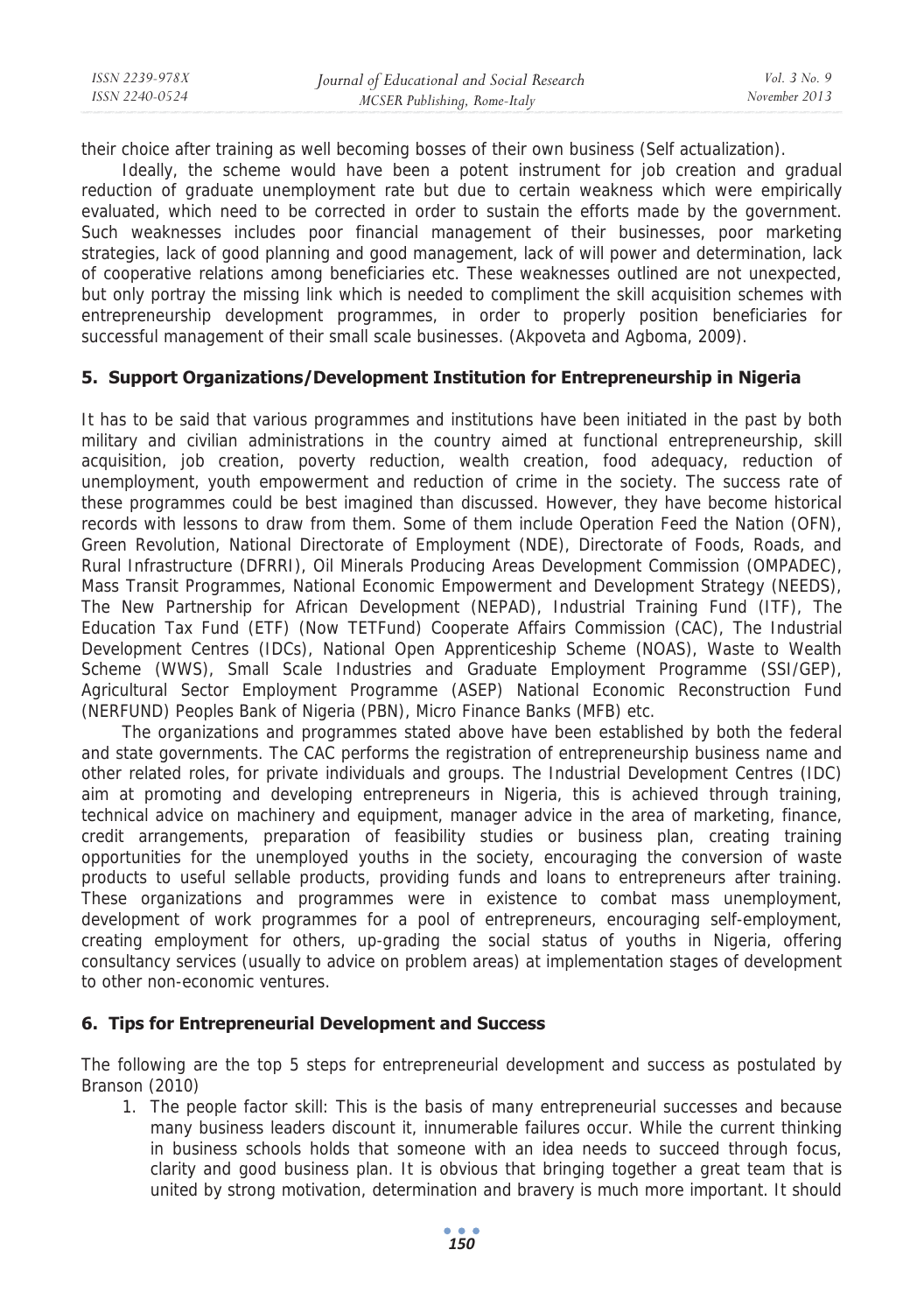their choice after training as well becoming bosses of their own business (Self actualization).

Ideally, the scheme would have been a potent instrument for job creation and gradual reduction of graduate unemployment rate but due to certain weakness which were empirically evaluated, which need to be corrected in order to sustain the efforts made by the government. Such weaknesses includes poor financial management of their businesses, poor marketing strategies, lack of good planning and good management, lack of will power and determination, lack of cooperative relations among beneficiaries etc. These weaknesses outlined are not unexpected, but only portray the missing link which is needed to compliment the skill acquisition schemes with entrepreneurship development programmes, in order to properly position beneficiaries for successful management of their small scale businesses. (Akpoveta and Agboma, 2009).

## 5. Support Organizations/Development Institution for Entrepreneurship in Nigeria

It has to be said that various programmes and institutions have been initiated in the past by both military and civilian administrations in the country aimed at functional entrepreneurship, skill acquisition, job creation, poverty reduction, wealth creation, food adequacy, reduction of unemployment, youth empowerment and reduction of crime in the society. The success rate of these programmes could be best imagined than discussed. However, they have become historical records with lessons to draw from them. Some of them include Operation Feed the Nation (OFN), Green Revolution, National Directorate of Employment (NDE), Directorate of Foods, Roads, and Rural Infrastructure (DFRRI), Oil Minerals Producing Areas Development Commission (OMPADEC), Mass Transit Programmes, National Economic Empowerment and Development Strategy (NEEDS), The New Partnership for African Development (NEPAD), Industrial Training Fund (ITF), The Education Tax Fund (ETF) (Now TETFund) Cooperate Affairs Commission (CAC), The Industrial Development Centres (IDCs), National Open Apprenticeship Scheme (NOAS), Waste to Wealth Scheme (WWS), Small Scale Industries and Graduate Employment Programme (SSI/GEP), Agricultural Sector Employment Programme (ASEP) National Economic Reconstruction Fund (NERFUND) Peoples Bank of Nigeria (PBN), Micro Finance Banks (MFB) etc.

The organizations and programmes stated above have been established by both the federal and state governments. The CAC performs the registration of entrepreneurship business name and other related roles, for private individuals and groups. The Industrial Development Centres (IDC) aim at promoting and developing entrepreneurs in Nigeria, this is achieved through training, technical advice on machinery and equipment, manager advice in the area of marketing, finance, credit arrangements, preparation of feasibility studies or business plan, creating training opportunities for the unemployed youths in the society, encouraging the conversion of waste products to useful sellable products, providing funds and loans to entrepreneurs after training. These organizations and programmes were in existence to combat mass unemployment, development of work programmes for a pool of entrepreneurs, encouraging self-employment, creating employment for others, up-grading the social status of youths in Nigeria, offering consultancy services (usually to advice on problem areas) at implementation stages of development to other non-economic ventures.

## 6. Tips for Entrepreneurial Development and Success

The following are the top 5 steps for entrepreneurial development and success as postulated by Branson (2010)

1. The people factor skill: This is the basis of many entrepreneurial successes and because many business leaders discount it, innumerable failures occur. While the current thinking in business schools holds that someone with an idea needs to succeed through focus, clarity and good business plan. It is obvious that bringing together a great team that is united by strong motivation, determination and bravery is much more important. It should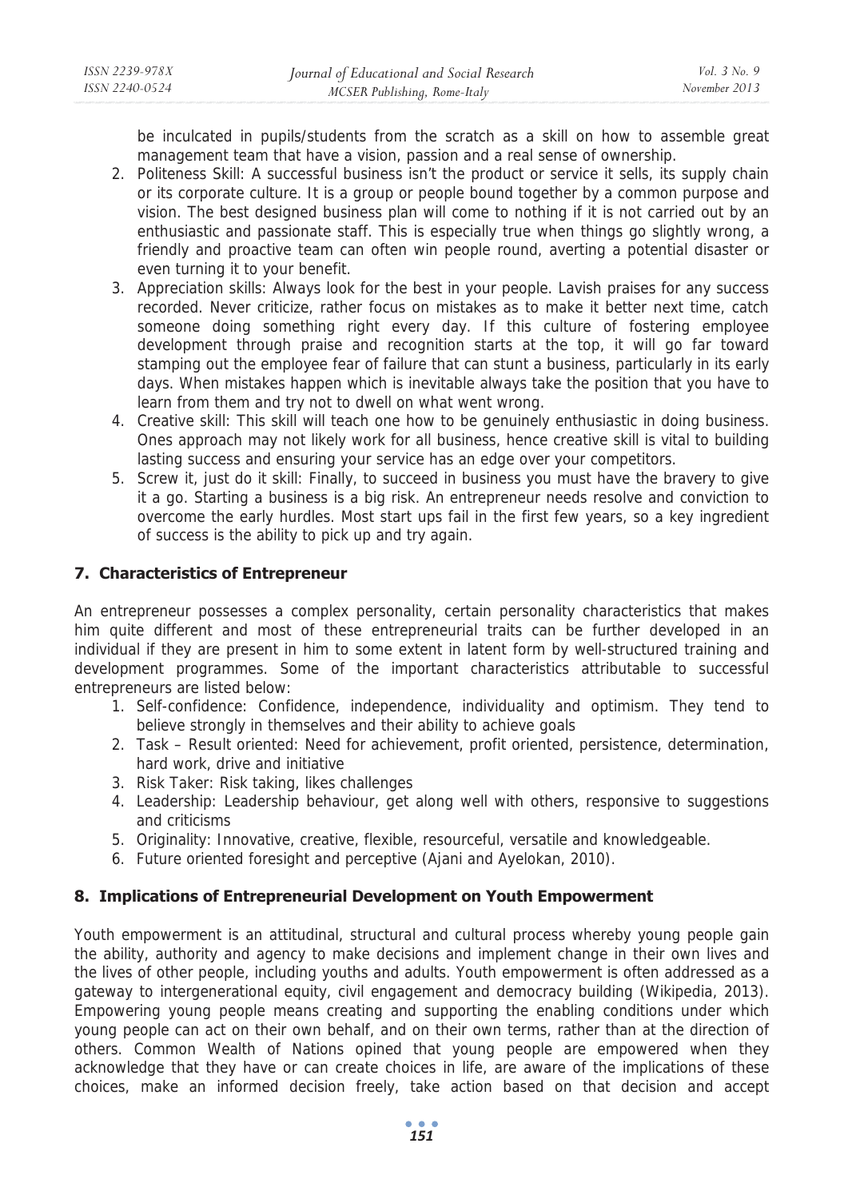be inculcated in pupils/students from the scratch as a skill on how to assemble great management team that have a vision, passion and a real sense of ownership.

2. Politeness Skill: A successful business isn't the product or service it sells, its supply chain or its corporate culture. It is a group or people bound together by a common purpose and vision. The best designed business plan will come to nothing if it is not carried out by an enthusiastic and passionate staff. This is especially true when things go slightly wrong, a friendly and proactive team can often win people round, averting a potential disaster or even turning it to your benefit.
3. Appreciation skills: Always look for the best in your people. Lavish praises for any success recorded. Never criticize, rather focus on mistakes as to make it better next time, catch someone doing something right every day. If this culture of fostering employee development through praise and recognition starts at the top, it will go far toward stamping out the employee fear of failure that can stunt a business, particularly in its early days. When mistakes happen which is inevitable always take the position that you have to learn from them and try not to dwell on what went wrong.
4. Creative skill: This skill will teach one how to be genuinely enthusiastic in doing business. Ones approach may not likely work for all business, hence creative skill is vital to building lasting success and ensuring your service has an edge over your competitors.
5. Screw it, just do it skill: Finally, to succeed in business you must have the bravery to give it a go. Starting a business is a big risk. An entrepreneur needs resolve and conviction to overcome the early hurdles. Most start ups fail in the first few years, so a key ingredient of success is the ability to pick up and try again.

## 7. Characteristics of Entrepreneur

An entrepreneur possesses a complex personality, certain personality characteristics that makes him quite different and most of these entrepreneurial traits can be further developed in an individual if they are present in him to some extent in latent form by well-structured training and development programmes. Some of the important characteristics attributable to successful entrepreneurs are listed below:

1. Self-confidence: Confidence, independence, individuality and optimism. They tend to believe strongly in themselves and their ability to achieve goals
2. Task – Result oriented: Need for achievement, profit oriented, persistence, determination, hard work, drive and initiative
3. Risk Taker: Risk taking, likes challenges
4. Leadership: Leadership behaviour, get along well with others, responsive to suggestions and criticisms
5. Originality: Innovative, creative, flexible, resourceful, versatile and knowledgeable.
6. Future oriented foresight and perceptive (Ajani and Ayelokan, 2010).

## 8. Implications of Entrepreneurial Development on Youth Empowerment

Youth empowerment is an attitudinal, structural and cultural process whereby young people gain the ability, authority and agency to make decisions and implement change in their own lives and the lives of other people, including youths and adults. Youth empowerment is often addressed as a gateway to intergenerational equity, civil engagement and democracy building (Wikipedia, 2013). Empowering young people means creating and supporting the enabling conditions under which young people can act on their own behalf, and on their own terms, rather than at the direction of others. Common Wealth of Nations opined that young people are empowered when they acknowledge that they have or can create choices in life, are aware of the implications of these choices, make an informed decision freely, take action based on that decision and accept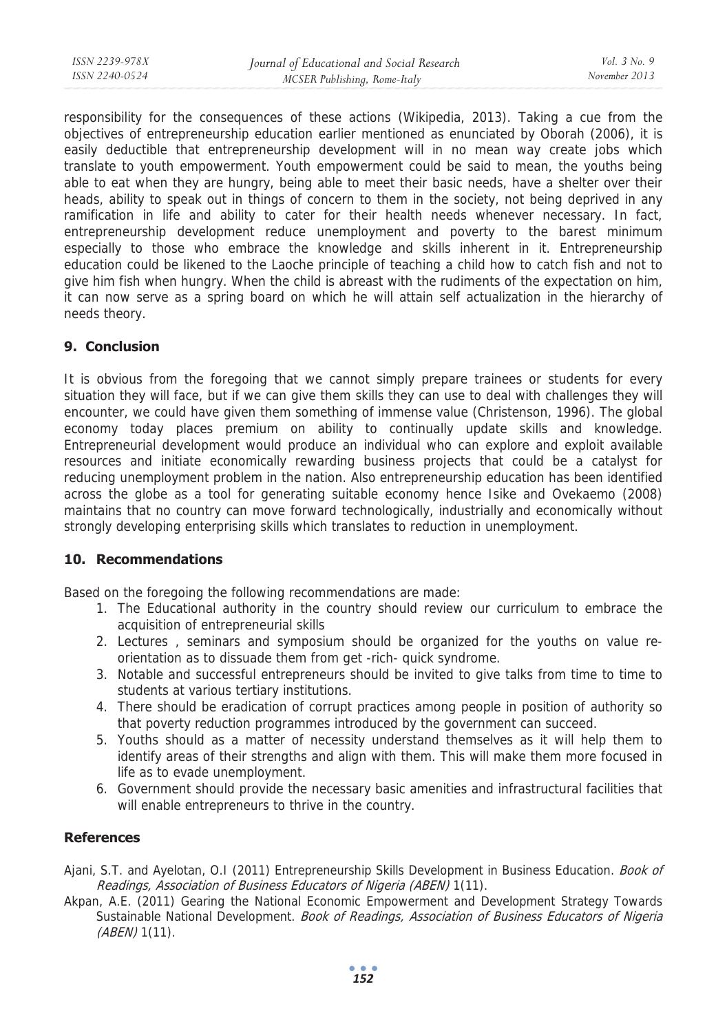responsibility for the consequences of these actions (Wikipedia, 2013). Taking a cue from the objectives of entrepreneurship education earlier mentioned as enunciated by Oborah (2006), it is easily deductible that entrepreneurship development will in no mean way create jobs which translate to youth empowerment. Youth empowerment could be said to mean, the youths being able to eat when they are hungry, being able to meet their basic needs, have a shelter over their heads, ability to speak out in things of concern to them in the society, not being deprived in any ramification in life and ability to cater for their health needs whenever necessary. In fact, entrepreneurship development reduce unemployment and poverty to the barest minimum especially to those who embrace the knowledge and skills inherent in it. Entrepreneurship education could be likened to the Laoche principle of teaching a child how to catch fish and not to give him fish when hungry. When the child is abreast with the rudiments of the expectation on him, it can now serve as a spring board on which he will attain self actualization in the hierarchy of needs theory.

## 9. Conclusion

It is obvious from the foregoing that we cannot simply prepare trainees or students for every situation they will face, but if we can give them skills they can use to deal with challenges they will encounter, we could have given them something of immense value (Christenson, 1996). The global economy today places premium on ability to continually update skills and knowledge. Entrepreneurial development would produce an individual who can explore and exploit available resources and initiate economically rewarding business projects that could be a catalyst for reducing unemployment problem in the nation. Also entrepreneurship education has been identified across the globe as a tool for generating suitable economy hence Isike and Ovekaemo (2008) maintains that no country can move forward technologically, industrially and economically without strongly developing enterprising skills which translates to reduction in unemployment.

## 10. Recommendations

Based on the foregoing the following recommendations are made:

1. The Educational authority in the country should review our curriculum to embrace the acquisition of entrepreneurial skills
2. Lectures , seminars and symposium should be organized for the youths on value re-orientation as to dissuade them from get -rich- quick syndrome.
3. Notable and successful entrepreneurs should be invited to give talks from time to time to students at various tertiary institutions.
4. There should be eradication of corrupt practices among people in position of authority so that poverty reduction programmes introduced by the government can succeed.
5. Youths should as a matter of necessity understand themselves as it will help them to identify areas of their strengths and align with them. This will make them more focused in life as to evade unemployment.
6. Government should provide the necessary basic amenities and infrastructural facilities that will enable entrepreneurs to thrive in the country.

## References

Ajani, S.T. and Ayelotan, O.I (2011) Entrepreneurship Skills Development in Business Education. *Book of Readings, Association of Business Educators of Nigeria (ABEN)* 1(11).

Akpan, A.E. (2011) Gearing the National Economic Empowerment and Development Strategy Towards Sustainable National Development. *Book of Readings, Association of Business Educators of Nigeria (ABEN)* 1(11).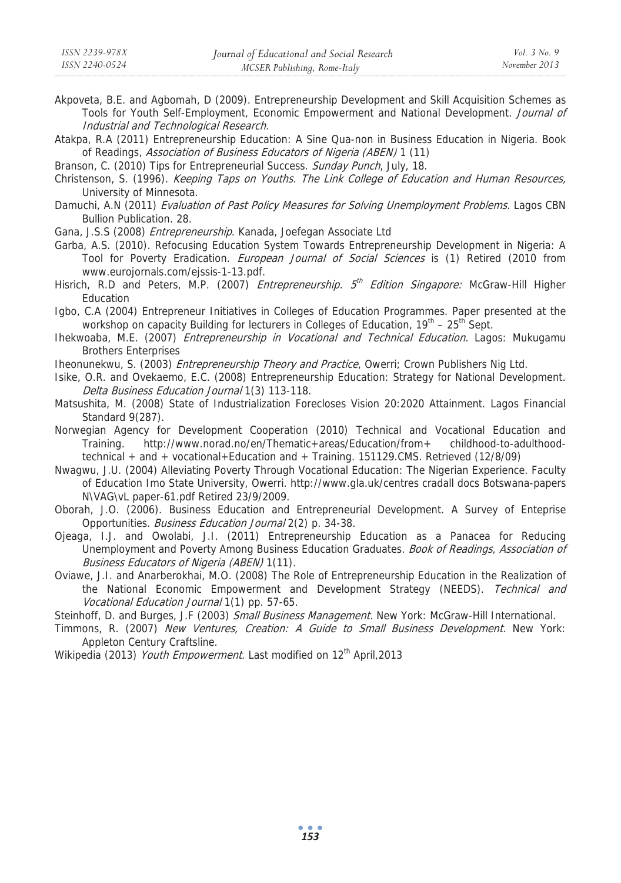Akpoveta, B.E. and Agbomah, D (2009). Entrepreneurship Development and Skill Acquisition Schemes as Tools for Youth Self-Employment, Economic Empowerment and National Development. *Journal of Industrial and Technological Research.*

Atakpa, R.A (2011) Entrepreneurship Education: A Sine Qua-non in Business Education in Nigeria. Book of Readings, *Association of Business Educators of Nigeria (ABEN)* 1 (11)

Branson, C. (2010) Tips for Entrepreneurial Success. *Sunday Punch*, July, 18.

Christenson, S. (1996). *Keeping Taps on Youths. The Link College of Education and Human Resources,* University of Minnesota.

Damuchi, A.N (2011) *Evaluation of Past Policy Measures for Solving Unemployment Problems.* Lagos CBN Bullion Publication. 28.

Gana, J.S.S (2008) *Entrepreneurship*. Kanada, Joefegan Associate Ltd

Garba, A.S. (2010). Refocusing Education System Towards Entrepreneurship Development in Nigeria: A Tool for Poverty Eradication. *European Journal of Social Sciences* is (1) Retired (2010 from www.eurojornals.com/ejssis-1-13.pdf.

Hisrich, R.D and Peters, M.P. (2007) *Entrepreneurship. 5th Edition Singapore:* McGraw-Hill Higher Education

Igbo, C.A (2004) Entrepreneur Initiatives in Colleges of Education Programmes. Paper presented at the workshop on capacity Building for lecturers in Colleges of Education, 19th – 25th Sept.

Ihekwoaba, M.E. (2007) *Entrepreneurship in Vocational and Technical Education.* Lagos: Mukugamu Brothers Enterprises

Iheonunekwu, S. (2003) *Entrepreneurship Theory and Practice*, Owerri; Crown Publishers Nig Ltd.

Isike, O.R. and Ovekaemo, E.C. (2008) Entrepreneurship Education: Strategy for National Development. *Delta Business Education Journal* 1(3) 113-118.

Matsushita, M. (2008) State of Industrialization Forecloses Vision 20:2020 Attainment. Lagos Financial Standard 9(287).

Norwegian Agency for Development Cooperation (2010) Technical and Vocational Education and Training. http://www.norad.no/en/Thematic+areas/Education/from+ childhood-to-adulthood-technical + and + vocational+Education and + Training. 151129.CMS. Retrieved (12/8/09)

Nwagwu, J.U. (2004) Alleviating Poverty Through Vocational Education: The Nigerian Experience. Faculty of Education Imo State University, Owerri. http://www.gla.uk/centres cradall docs Botswana-papers N\VAG\vL paper-61.pdf Retired 23/9/2009.

Oborah, J.O. (2006). Business Education and Entrepreneurial Development. A Survey of Enteprise Opportunities. *Business Education Journal* 2(2) p. 34-38.

Ojeaga, I.J. and Owolabi, J.I. (2011) Entrepreneurship Education as a Panacea for Reducing Unemployment and Poverty Among Business Education Graduates. *Book of Readings, Association of Business Educators of Nigeria (ABEN)* 1(11).

Oviawe, J.I. and Anarberokhai, M.O. (2008) The Role of Entrepreneurship Education in the Realization of the National Economic Empowerment and Development Strategy (NEEDS). *Technical and Vocational Education Journal* 1(1) pp. 57-65.

Steinhoff, D. and Burges, J.F (2003) *Small Business Management.* New York: McGraw-Hill International.

Timmons, R. (2007) *New Ventures, Creation: A Guide to Small Business Development.* New York: Appleton Century Craftsline.

Wikipedia (2013) *Youth Empowerment*. Last modified on 12th April,2013